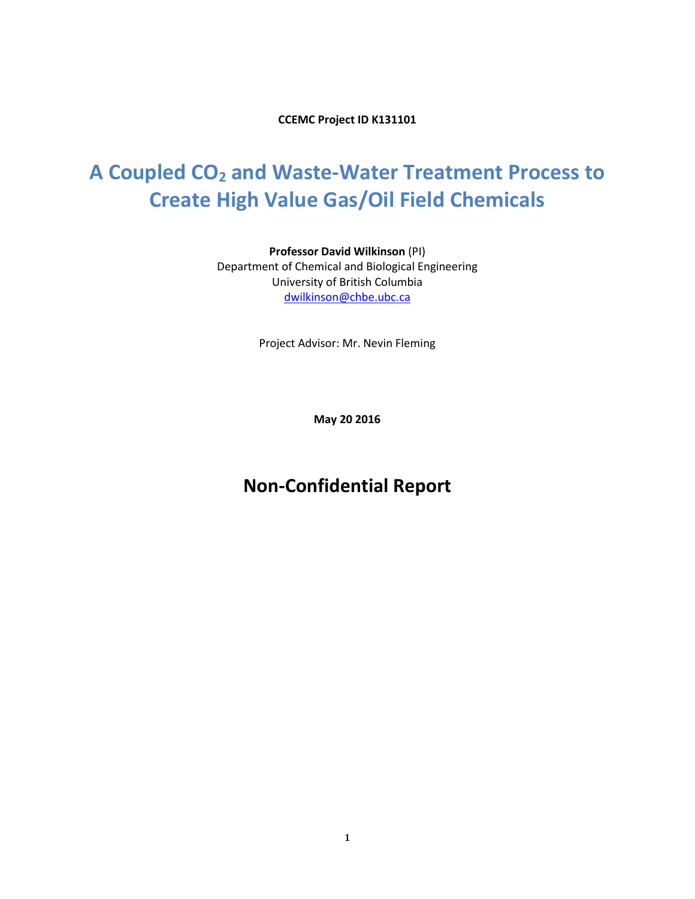**CCEMC Project ID K131101**

# A Coupled $CO_2$ and Waste-Water Treatment Process to Create High Value Gas/Oil Field Chemicals

**Professor David Wilkinson** (PI)
Department of Chemical and Biological Engineering
University of British Columbia
dwilkinson@chbe.ubc.ca

Project Advisor: Mr. Nevin Fleming

**May 20 2016**

# Non-Confidential Report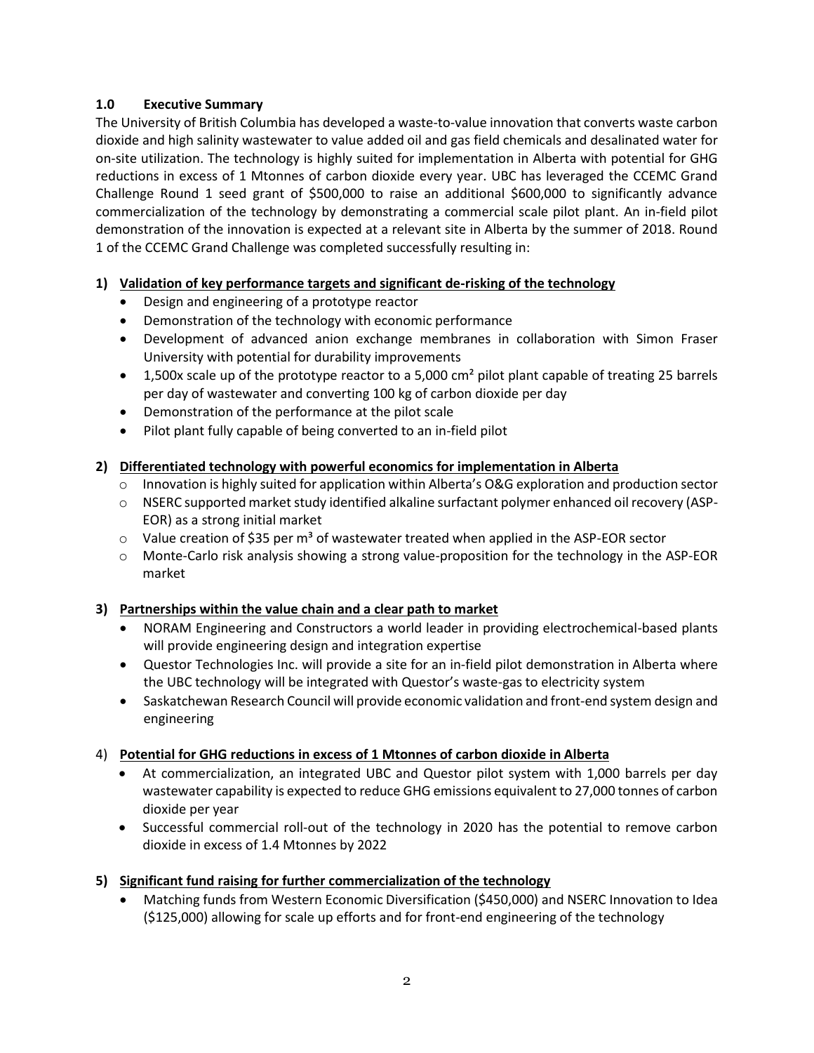## 1.0 Executive Summary

The University of British Columbia has developed a waste-to-value innovation that converts waste carbon dioxide and high salinity wastewater to value added oil and gas field chemicals and desalinated water for on-site utilization. The technology is highly suited for implementation in Alberta with potential for GHG reductions in excess of 1 Mtonnes of carbon dioxide every year. UBC has leveraged the CCEMC Grand Challenge Round 1 seed grant of $500,000 to raise an additional $600,000 to significantly advance commercialization of the technology by demonstrating a commercial scale pilot plant. An in-field pilot demonstration of the innovation is expected at a relevant site in Alberta by the summer of 2018. Round 1 of the CCEMC Grand Challenge was completed successfully resulting in:

1) **Validation of key performance targets and significant de-risking of the technology**
   - Design and engineering of a prototype reactor
   - Demonstration of the technology with economic performance
   - Development of advanced anion exchange membranes in collaboration with Simon Fraser University with potential for durability improvements
   - 1,500x scale up of the prototype reactor to a 5,000 $cm^2$ pilot plant capable of treating 25 barrels per day of wastewater and converting 100 kg of carbon dioxide per day
   - Demonstration of the performance at the pilot scale
   - Pilot plant fully capable of being converted to an in-field pilot

2) **Differentiated technology with powerful economics for implementation in Alberta**
   - Innovation is highly suited for application within Alberta's O&G exploration and production sector
   - NSERC supported market study identified alkaline surfactant polymer enhanced oil recovery (ASP-EOR) as a strong initial market
   - Value creation of $35 per $m^3$ of wastewater treated when applied in the ASP-EOR sector
   - Monte-Carlo risk analysis showing a strong value-proposition for the technology in the ASP-EOR market

3) **Partnerships within the value chain and a clear path to market**
   - NORAM Engineering and Constructors a world leader in providing electrochemical-based plants will provide engineering design and integration expertise
   - Questor Technologies Inc. will provide a site for an in-field pilot demonstration in Alberta where the UBC technology will be integrated with Questor's waste-gas to electricity system
   - Saskatchewan Research Council will provide economic validation and front-end system design and engineering

4) **Potential for GHG reductions in excess of 1 Mtonnes of carbon dioxide in Alberta**
   - At commercialization, an integrated UBC and Questor pilot system with 1,000 barrels per day wastewater capability is expected to reduce GHG emissions equivalent to 27,000 tonnes of carbon dioxide per year
   - Successful commercial roll-out of the technology in 2020 has the potential to remove carbon dioxide in excess of 1.4 Mtonnes by 2022

5) **Significant fund raising for further commercialization of the technology**
   - Matching funds from Western Economic Diversification ($450,000) and NSERC Innovation to Idea ($125,000) allowing for scale up efforts and for front-end engineering of the technology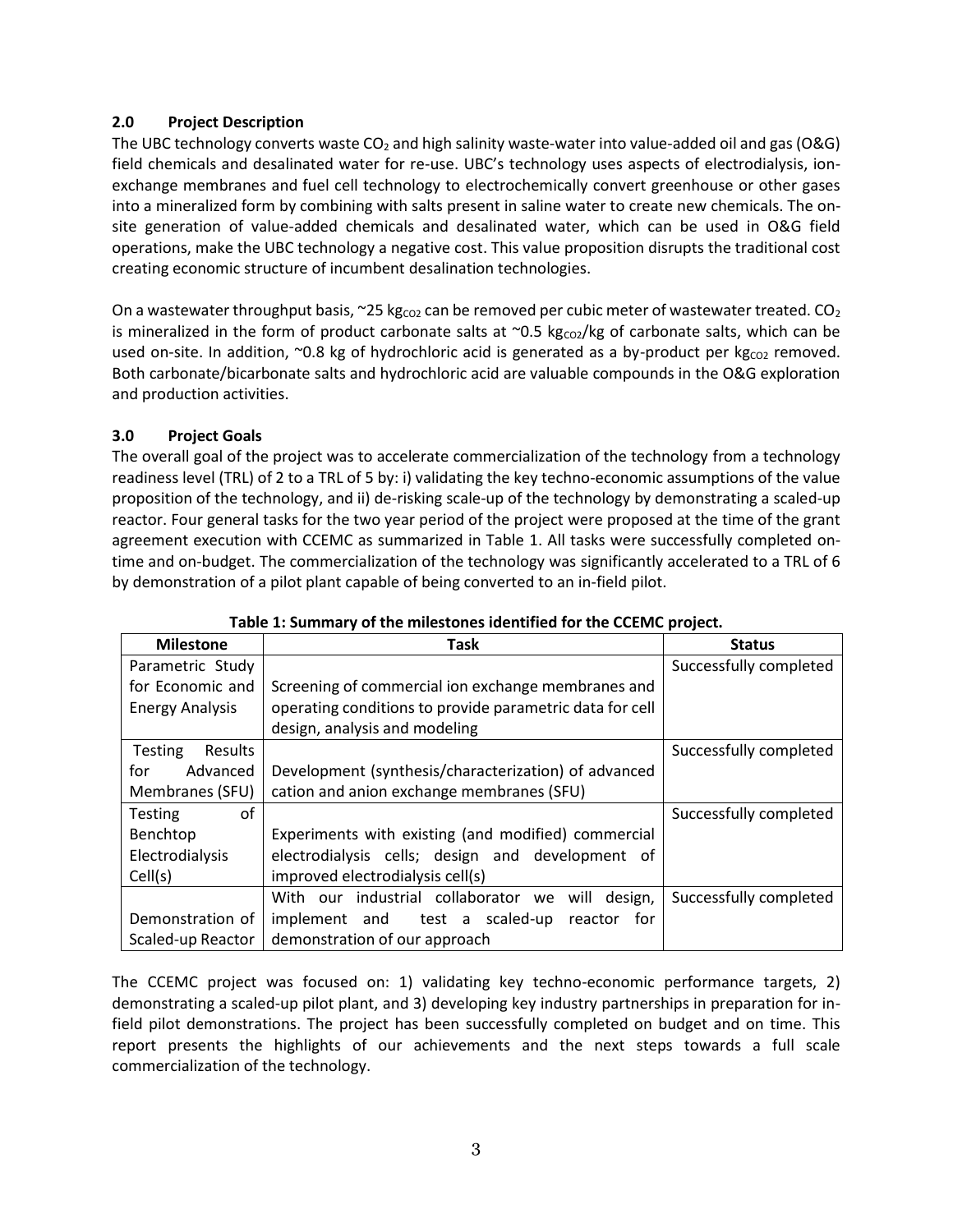## 2.0 Project Description

The UBC technology converts waste $CO_2$ and high salinity waste-water into value-added oil and gas (O&G) field chemicals and desalinated water for re-use. UBC's technology uses aspects of electrodialysis, ion-exchange membranes and fuel cell technology to electrochemically convert greenhouse or other gases into a mineralized form by combining with salts present in saline water to create new chemicals. The on-site generation of value-added chemicals and desalinated water, which can be used in O&G field operations, make the UBC technology a negative cost. This value proposition disrupts the traditional cost creating economic structure of incumbent desalination technologies.

On a wastewater throughput basis, ~25 $kg_{CO2}$ can be removed per cubic meter of wastewater treated. $CO_2$ is mineralized in the form of product carbonate salts at ~0.5 $kg_{CO2}$/kg of carbonate salts, which can be used on-site. In addition, ~0.8 kg of hydrochloric acid is generated as a by-product per $kg_{CO2}$ removed. Both carbonate/bicarbonate salts and hydrochloric acid are valuable compounds in the O&G exploration and production activities.

## 3.0 Project Goals

The overall goal of the project was to accelerate commercialization of the technology from a technology readiness level (TRL) of 2 to a TRL of 5 by: i) validating the key techno-economic assumptions of the value proposition of the technology, and ii) de-risking scale-up of the technology by demonstrating a scaled-up reactor. Four general tasks for the two year period of the project were proposed at the time of the grant agreement execution with CCEMC as summarized in Table 1. All tasks were successfully completed on-time and on-budget. The commercialization of the technology was significantly accelerated to a TRL of 6 by demonstration of a pilot plant capable of being converted to an in-field pilot.

**Table 1: Summary of the milestones identified for the CCEMC project.**

| Milestone | Task | Status |
|---|---|---|
| Parametric Study for Economic and Energy Analysis | Screening of commercial ion exchange membranes and operating conditions to provide parametric data for cell design, analysis and modeling | Successfully completed |
| Testing Results for Advanced Membranes (SFU) | Development (synthesis/characterization) of advanced cation and anion exchange membranes (SFU) | Successfully completed |
| Testing of Benchtop Electrodialysis Cell(s) | Experiments with existing (and modified) commercial electrodialysis cells; design and development of improved electrodialysis cell(s) | Successfully completed |
| Demonstration of Scaled-up Reactor | With our industrial collaborator we will design, implement and test a scaled-up reactor for demonstration of our approach | Successfully completed |

The CCEMC project was focused on: 1) validating key techno-economic performance targets, 2) demonstrating a scaled-up pilot plant, and 3) developing key industry partnerships in preparation for in-field pilot demonstrations. The project has been successfully completed on budget and on time. This report presents the highlights of our achievements and the next steps towards a full scale commercialization of the technology.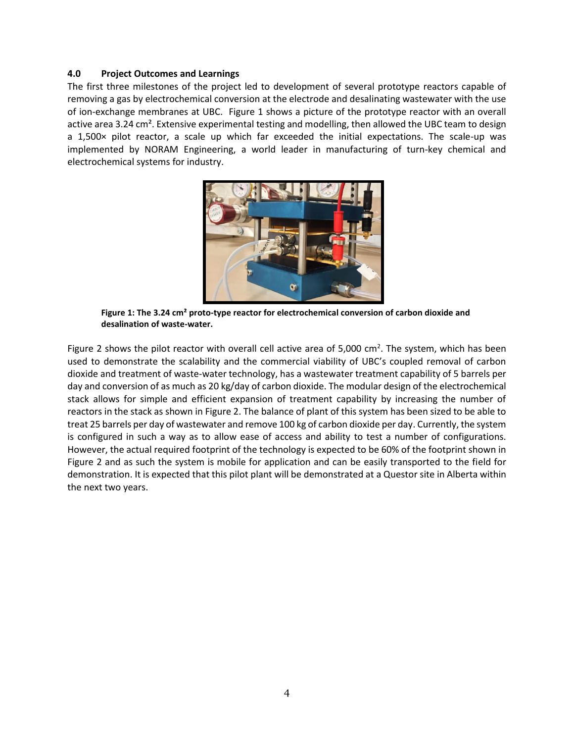### 4.0 Project Outcomes and Learnings

The first three milestones of the project led to development of several prototype reactors capable of removing a gas by electrochemical conversion at the electrode and desalinating wastewater with the use of ion-exchange membranes at UBC. Figure 1 shows a picture of the prototype reactor with an overall active area 3.24 $cm^2$. Extensive experimental testing and modelling, then allowed the UBC team to design a 1,500× pilot reactor, a scale up which far exceeded the initial expectations. The scale-up was implemented by NORAM Engineering, a world leader in manufacturing of turn-key chemical and electrochemical systems for industry.

**Figure 1: The 3.24 $cm^2$ proto-type reactor for electrochemical conversion of carbon dioxide and desalination of waste-water.**

Figure 2 shows the pilot reactor with overall cell active area of 5,000 $cm^2$. The system, which has been used to demonstrate the scalability and the commercial viability of UBC's coupled removal of carbon dioxide and treatment of waste-water technology, has a wastewater treatment capability of 5 barrels per day and conversion of as much as 20 kg/day of carbon dioxide. The modular design of the electrochemical stack allows for simple and efficient expansion of treatment capability by increasing the number of reactors in the stack as shown in Figure 2. The balance of plant of this system has been sized to be able to treat 25 barrels per day of wastewater and remove 100 kg of carbon dioxide per day. Currently, the system is configured in such a way as to allow ease of access and ability to test a number of configurations. However, the actual required footprint of the technology is expected to be 60% of the footprint shown in Figure 2 and as such the system is mobile for application and can be easily transported to the field for demonstration. It is expected that this pilot plant will be demonstrated at a Questor site in Alberta within the next two years.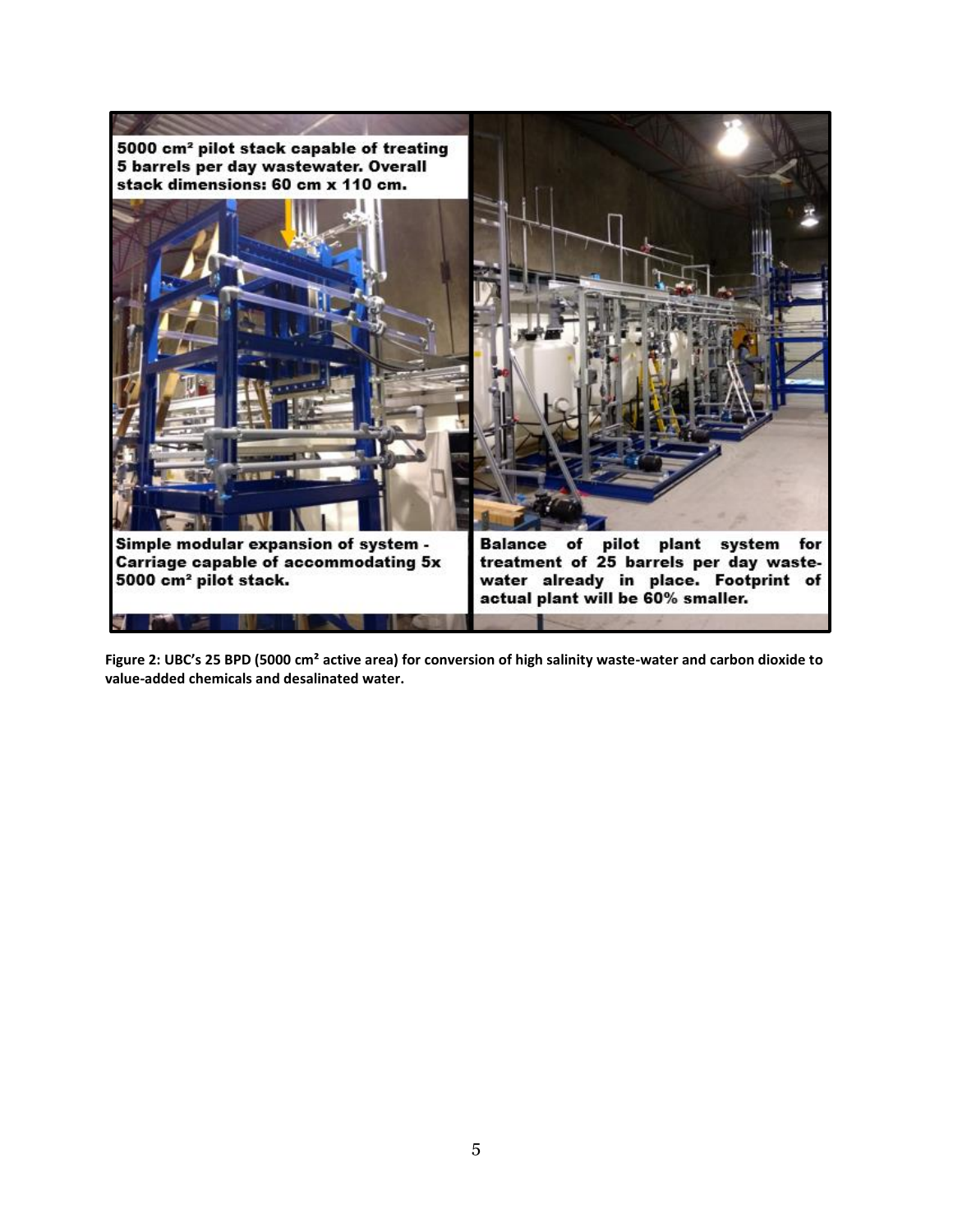5000 cm² pilot stack capable of treating 5 barrels per day wastewater. Overall stack dimensions: 60 cm x 110 cm.

Simple modular expansion of system - Carriage capable of accommodating 5x 5000 cm² pilot stack.

Balance of pilot plant system for treatment of 25 barrels per day waste-water already in place. Footprint of actual plant will be 60% smaller.

**Figure 2: UBC's 25 BPD (5000 cm² active area) for conversion of high salinity waste-water and carbon dioxide to value-added chemicals and desalinated water.**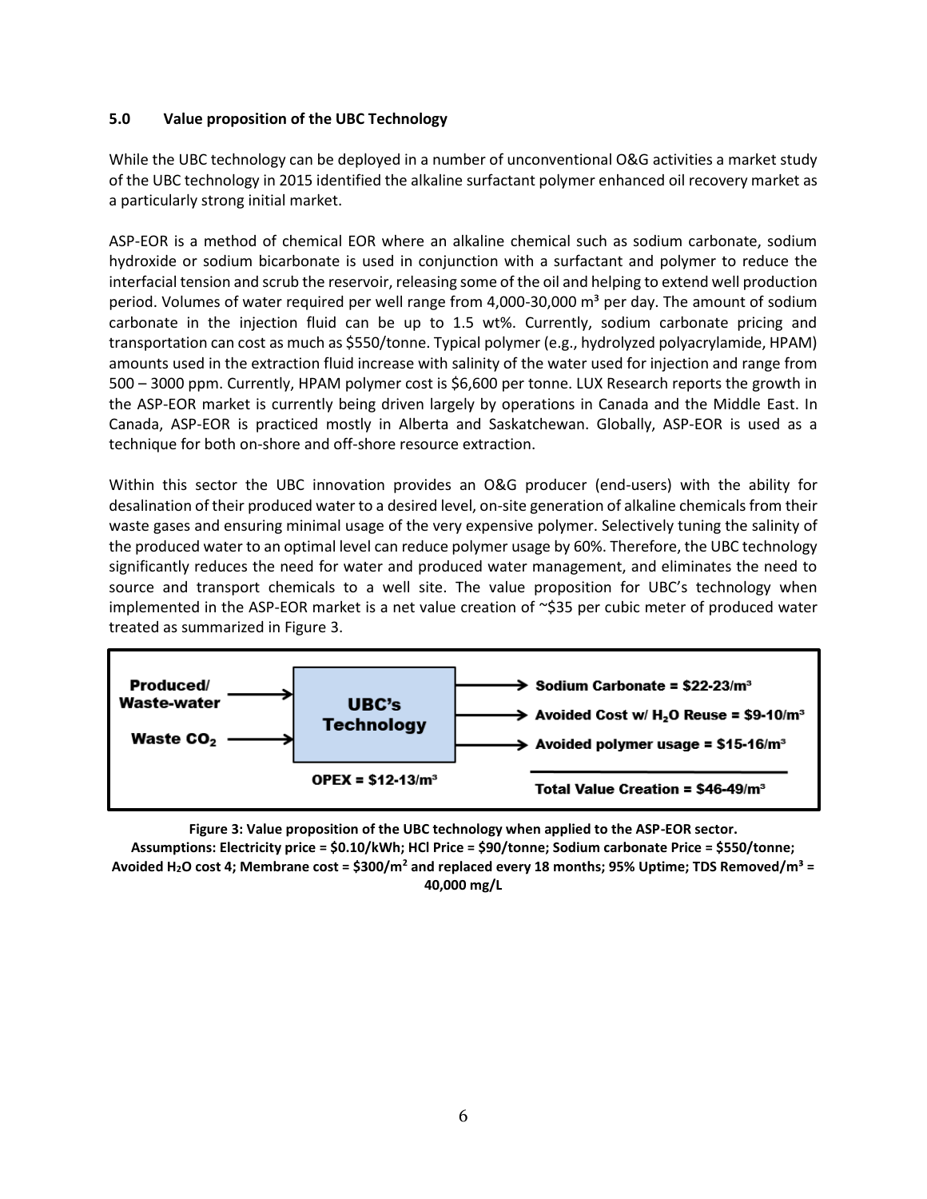### 5.0 Value proposition of the UBC Technology

While the UBC technology can be deployed in a number of unconventional O&G activities a market study of the UBC technology in 2015 identified the alkaline surfactant polymer enhanced oil recovery market as a particularly strong initial market.

ASP-EOR is a method of chemical EOR where an alkaline chemical such as sodium carbonate, sodium hydroxide or sodium bicarbonate is used in conjunction with a surfactant and polymer to reduce the interfacial tension and scrub the reservoir, releasing some of the oil and helping to extend well production period. Volumes of water required per well range from 4,000-30,000 $m^3$ per day. The amount of sodium carbonate in the injection fluid can be up to 1.5 wt%. Currently, sodium carbonate pricing and transportation can cost as much as \$550/tonne. Typical polymer (e.g., hydrolyzed polyacrylamide, HPAM) amounts used in the extraction fluid increase with salinity of the water used for injection and range from 500 – 3000 ppm. Currently, HPAM polymer cost is \$6,600 per tonne. LUX Research reports the growth in the ASP-EOR market is currently being driven largely by operations in Canada and the Middle East. In Canada, ASP-EOR is practiced mostly in Alberta and Saskatchewan. Globally, ASP-EOR is used as a technique for both on-shore and off-shore resource extraction.

Within this sector the UBC innovation provides an O&G producer (end-users) with the ability for desalination of their produced water to a desired level, on-site generation of alkaline chemicals from their waste gases and ensuring minimal usage of the very expensive polymer. Selectively tuning the salinity of the produced water to an optimal level can reduce polymer usage by 60%. Therefore, the UBC technology significantly reduces the need for water and produced water management, and eliminates the need to source and transport chemicals to a well site. The value proposition for UBC's technology when implemented in the ASP-EOR market is a net value creation of ~\$35 per cubic meter of produced water treated as summarized in Figure 3.

| Inputs | Process | Outputs |
|---|---|---|
| Produced/ Waste-water | UBC's Technology | Sodium Carbonate = \$22-23/$m^3$ |
| Waste $CO_2$ | | Avoided Cost w/ $H_2O$ Reuse = \$9-10/$m^3$ |
| | | Avoided polymer usage = \$15-16/$m^3$ |
| | OPEX = \$12-13/$m^3$ | Total Value Creation = \$46-49/$m^3$ |

**Figure 3: Value proposition of the UBC technology when applied to the ASP-EOR sector. Assumptions: Electricity price = \$0.10/kWh; HCl Price = \$90/tonne; Sodium carbonate Price = \$550/tonne; Avoided $H_2O$ cost 4; Membrane cost = \$300/$m^2$ and replaced every 18 months; 95% Uptime; TDS Removed/$m^3$ = 40,000 mg/L**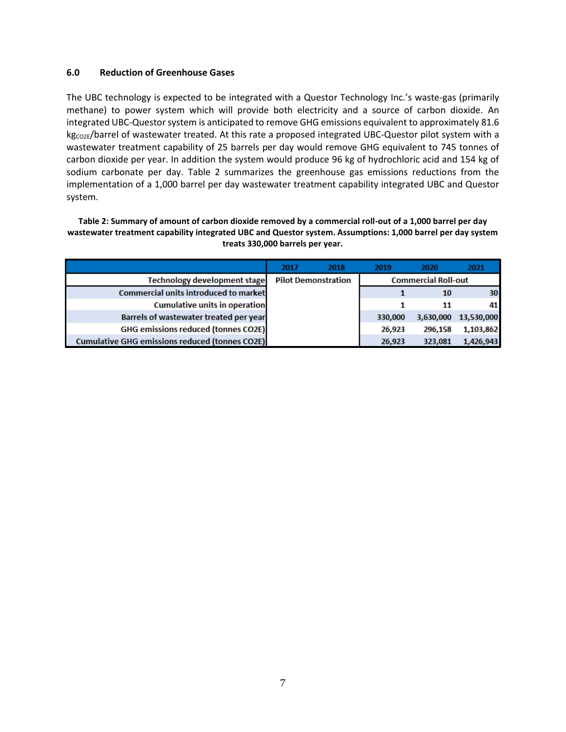### 6.0 Reduction of Greenhouse Gases

The UBC technology is expected to be integrated with a Questor Technology Inc.'s waste-gas (primarily methane) to power system which will provide both electricity and a source of carbon dioxide. An integrated UBC-Questor system is anticipated to remove GHG emissions equivalent to approximately 81.6 $kg_{CO2E}$/barrel of wastewater treated. At this rate a proposed integrated UBC-Questor pilot system with a wastewater treatment capability of 25 barrels per day would remove GHG equivalent to 745 tonnes of carbon dioxide per year. In addition the system would produce 96 kg of hydrochloric acid and 154 kg of sodium carbonate per day. Table 2 summarizes the greenhouse gas emissions reductions from the implementation of a 1,000 barrel per day wastewater treatment capability integrated UBC and Questor system.

**Table 2: Summary of amount of carbon dioxide removed by a commercial roll-out of a 1,000 barrel per day wastewater treatment capability integrated UBC and Questor system. Assumptions: 1,000 barrel per day system treats 330,000 barrels per year.**

| | 2017 | 2018 | 2019 | 2020 | 2021 |
|---|---|---|---|---|---|
| Technology development stage | Pilot Demonstration | | Commercial Roll-out | | |
| Commercial units introduced to market | | | 1 | 10 | 30 |
| Cumulative units in operation | | | 1 | 11 | 41 |
| Barrels of wastewater treated per year | | | 330,000 | 3,630,000 | 13,530,000 |
| GHG emissions reduced (tonnes CO2E) | | | 26,923 | 296,158 | 1,103,862 |
| Cumulative GHG emissions reduced (tonnes CO2E) | | | 26,923 | 323,081 | 1,426,943 |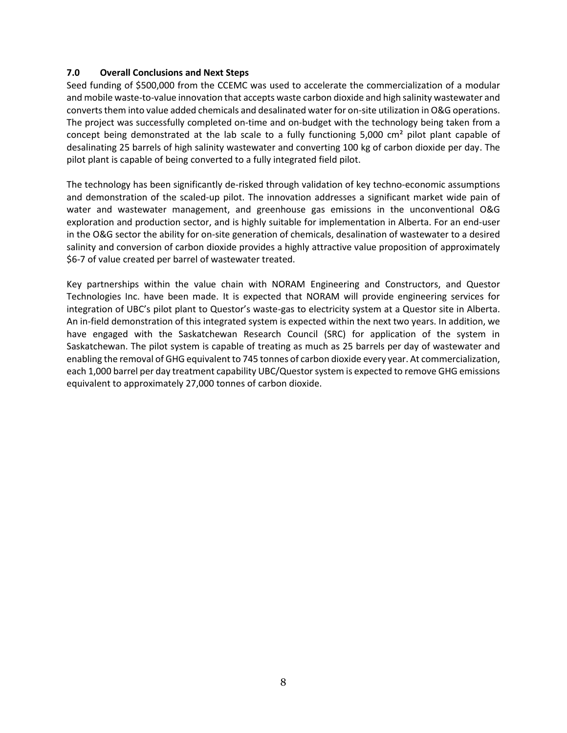## 7.0 Overall Conclusions and Next Steps

Seed funding of $500,000 from the CCEMC was used to accelerate the commercialization of a modular and mobile waste-to-value innovation that accepts waste carbon dioxide and high salinity wastewater and converts them into value added chemicals and desalinated water for on-site utilization in O&G operations. The project was successfully completed on-time and on-budget with the technology being taken from a concept being demonstrated at the lab scale to a fully functioning 5,000 $cm^2$ pilot plant capable of desalinating 25 barrels of high salinity wastewater and converting 100 kg of carbon dioxide per day. The pilot plant is capable of being converted to a fully integrated field pilot.

The technology has been significantly de-risked through validation of key techno-economic assumptions and demonstration of the scaled-up pilot. The innovation addresses a significant market wide pain of water and wastewater management, and greenhouse gas emissions in the unconventional O&G exploration and production sector, and is highly suitable for implementation in Alberta. For an end-user in the O&G sector the ability for on-site generation of chemicals, desalination of wastewater to a desired salinity and conversion of carbon dioxide provides a highly attractive value proposition of approximately $6-7 of value created per barrel of wastewater treated.

Key partnerships within the value chain with NORAM Engineering and Constructors, and Questor Technologies Inc. have been made. It is expected that NORAM will provide engineering services for integration of UBC's pilot plant to Questor's waste-gas to electricity system at a Questor site in Alberta. An in-field demonstration of this integrated system is expected within the next two years. In addition, we have engaged with the Saskatchewan Research Council (SRC) for application of the system in Saskatchewan. The pilot system is capable of treating as much as 25 barrels per day of wastewater and enabling the removal of GHG equivalent to 745 tonnes of carbon dioxide every year. At commercialization, each 1,000 barrel per day treatment capability UBC/Questor system is expected to remove GHG emissions equivalent to approximately 27,000 tonnes of carbon dioxide.